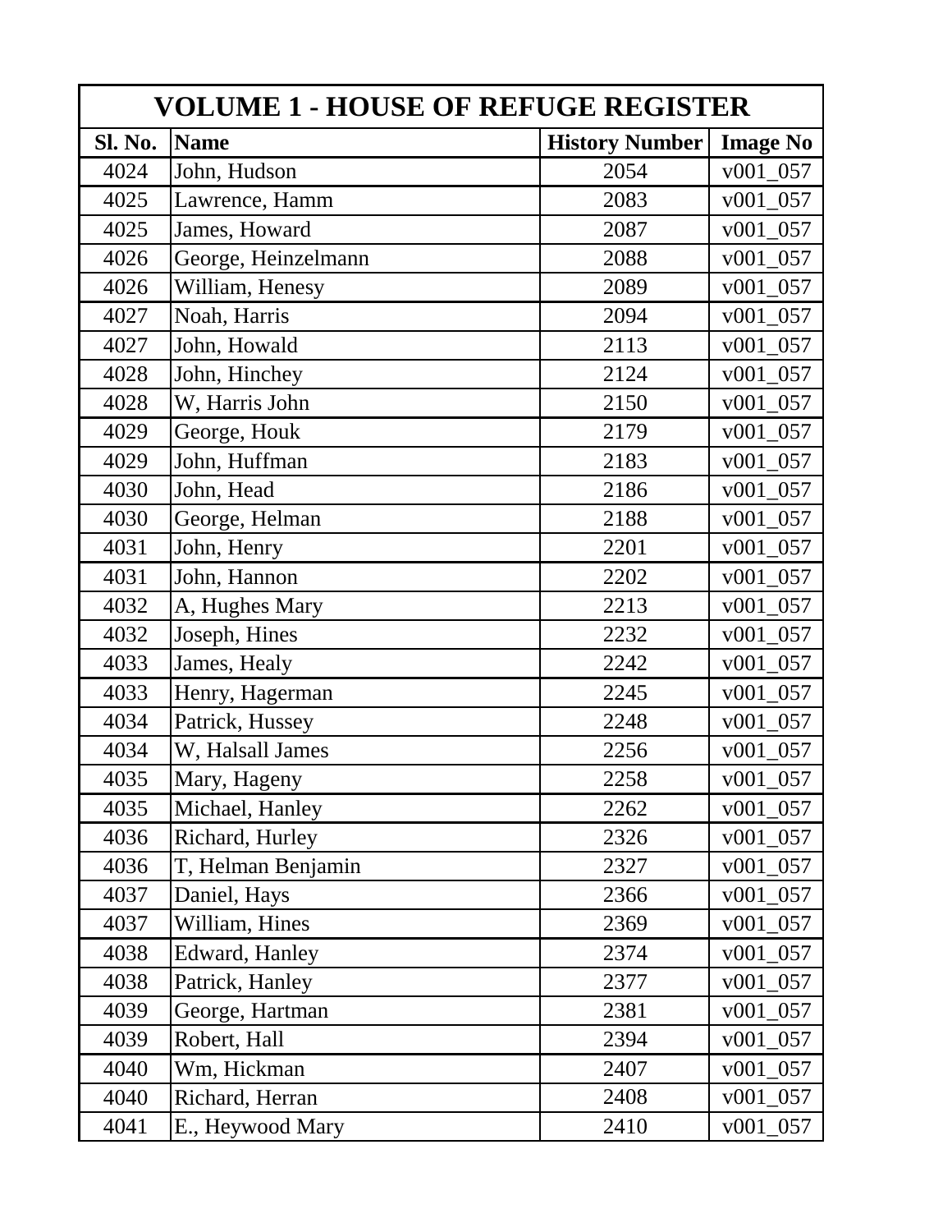| VOLUME 1 - HOUSE OF REFUGE REGISTER | | | |
|---|---|---|---|
| **Sl. No.** | **Name** | **History Number** | **Image No** |
| 4024 | John, Hudson | 2054 | v001_057 |
| 4025 | Lawrence, Hamm | 2083 | v001_057 |
| 4025 | James, Howard | 2087 | v001_057 |
| 4026 | George, Heinzelmann | 2088 | v001_057 |
| 4026 | William, Henesy | 2089 | v001_057 |
| 4027 | Noah, Harris | 2094 | v001_057 |
| 4027 | John, Howald | 2113 | v001_057 |
| 4028 | John, Hinchey | 2124 | v001_057 |
| 4028 | W, Harris John | 2150 | v001_057 |
| 4029 | George, Houk | 2179 | v001_057 |
| 4029 | John, Huffman | 2183 | v001_057 |
| 4030 | John, Head | 2186 | v001_057 |
| 4030 | George, Helman | 2188 | v001_057 |
| 4031 | John, Henry | 2201 | v001_057 |
| 4031 | John, Hannon | 2202 | v001_057 |
| 4032 | A, Hughes Mary | 2213 | v001_057 |
| 4032 | Joseph, Hines | 2232 | v001_057 |
| 4033 | James, Healy | 2242 | v001_057 |
| 4033 | Henry, Hagerman | 2245 | v001_057 |
| 4034 | Patrick, Hussey | 2248 | v001_057 |
| 4034 | W, Halsall James | 2256 | v001_057 |
| 4035 | Mary, Hageny | 2258 | v001_057 |
| 4035 | Michael, Hanley | 2262 | v001_057 |
| 4036 | Richard, Hurley | 2326 | v001_057 |
| 4036 | T, Helman Benjamin | 2327 | v001_057 |
| 4037 | Daniel, Hays | 2366 | v001_057 |
| 4037 | William, Hines | 2369 | v001_057 |
| 4038 | Edward, Hanley | 2374 | v001_057 |
| 4038 | Patrick, Hanley | 2377 | v001_057 |
| 4039 | George, Hartman | 2381 | v001_057 |
| 4039 | Robert, Hall | 2394 | v001_057 |
| 4040 | Wm, Hickman | 2407 | v001_057 |
| 4040 | Richard, Herran | 2408 | v001_057 |
| 4041 | E., Heywood Mary | 2410 | v001_057 |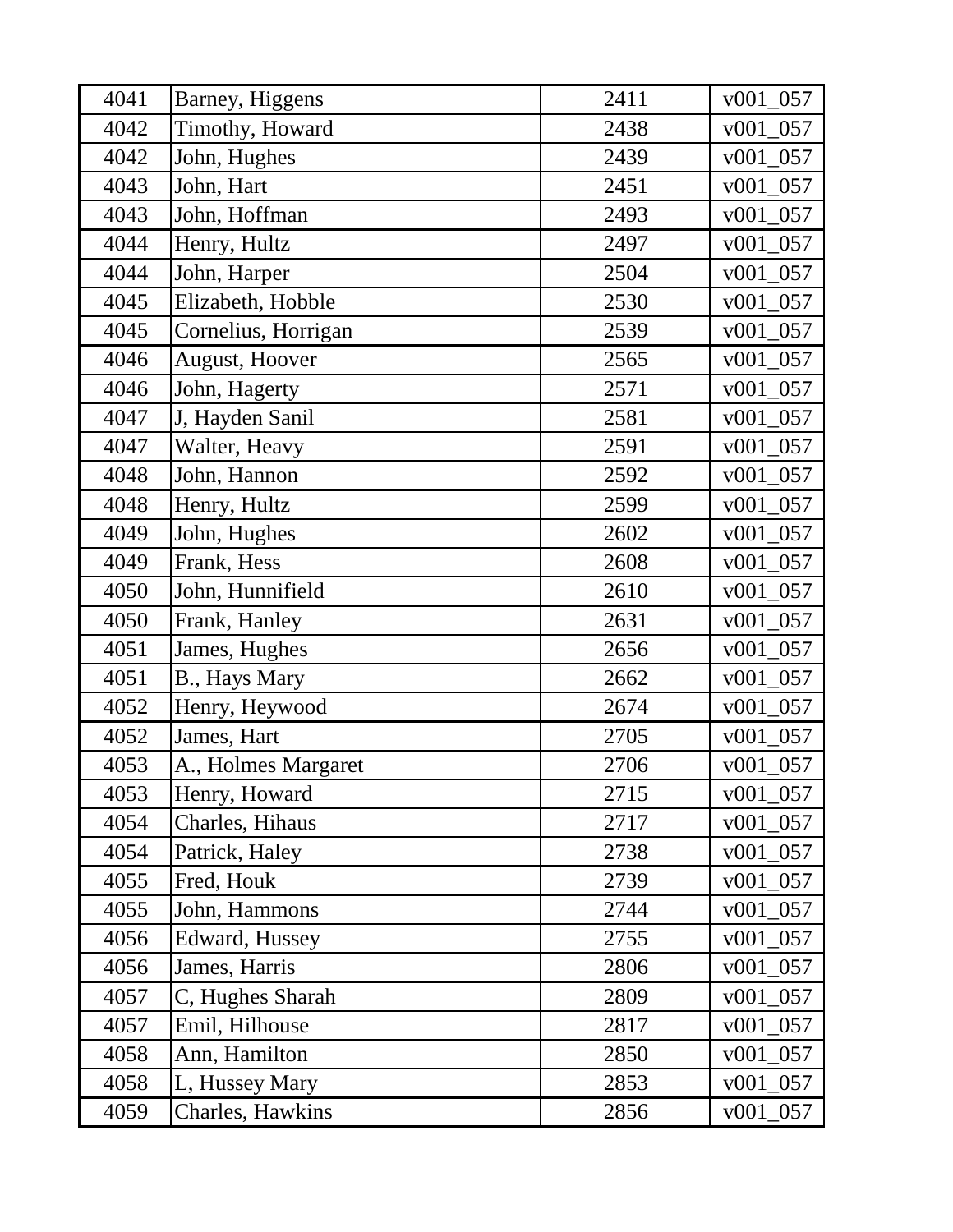| 4041 | Barney, Higgens | 2411 | v001_057 |
|---|---|---|---|
| 4042 | Timothy, Howard | 2438 | v001_057 |
| 4042 | John, Hughes | 2439 | v001_057 |
| 4043 | John, Hart | 2451 | v001_057 |
| 4043 | John, Hoffman | 2493 | v001_057 |
| 4044 | Henry, Hultz | 2497 | v001_057 |
| 4044 | John, Harper | 2504 | v001_057 |
| 4045 | Elizabeth, Hobble | 2530 | v001_057 |
| 4045 | Cornelius, Horrigan | 2539 | v001_057 |
| 4046 | August, Hoover | 2565 | v001_057 |
| 4046 | John, Hagerty | 2571 | v001_057 |
| 4047 | J, Hayden Sanil | 2581 | v001_057 |
| 4047 | Walter, Heavy | 2591 | v001_057 |
| 4048 | John, Hannon | 2592 | v001_057 |
| 4048 | Henry, Hultz | 2599 | v001_057 |
| 4049 | John, Hughes | 2602 | v001_057 |
| 4049 | Frank, Hess | 2608 | v001_057 |
| 4050 | John, Hunnifield | 2610 | v001_057 |
| 4050 | Frank, Hanley | 2631 | v001_057 |
| 4051 | James, Hughes | 2656 | v001_057 |
| 4051 | B., Hays Mary | 2662 | v001_057 |
| 4052 | Henry, Heywood | 2674 | v001_057 |
| 4052 | James, Hart | 2705 | v001_057 |
| 4053 | A., Holmes Margaret | 2706 | v001_057 |
| 4053 | Henry, Howard | 2715 | v001_057 |
| 4054 | Charles, Hihaus | 2717 | v001_057 |
| 4054 | Patrick, Haley | 2738 | v001_057 |
| 4055 | Fred, Houk | 2739 | v001_057 |
| 4055 | John, Hammons | 2744 | v001_057 |
| 4056 | Edward, Hussey | 2755 | v001_057 |
| 4056 | James, Harris | 2806 | v001_057 |
| 4057 | C, Hughes Sharah | 2809 | v001_057 |
| 4057 | Emil, Hilhouse | 2817 | v001_057 |
| 4058 | Ann, Hamilton | 2850 | v001_057 |
| 4058 | L, Hussey Mary | 2853 | v001_057 |
| 4059 | Charles, Hawkins | 2856 | v001_057 |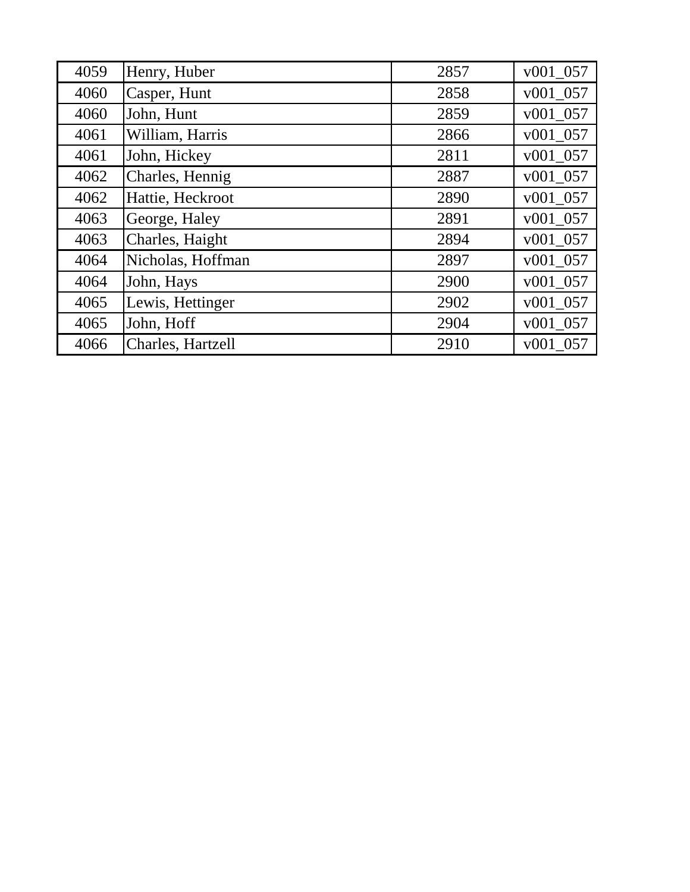| | | | |
|---|---|---|---|
| 4059 | Henry, Huber | 2857 | v001_057 |
| 4060 | Casper, Hunt | 2858 | v001_057 |
| 4060 | John, Hunt | 2859 | v001_057 |
| 4061 | William, Harris | 2866 | v001_057 |
| 4061 | John, Hickey | 2811 | v001_057 |
| 4062 | Charles, Hennig | 2887 | v001_057 |
| 4062 | Hattie, Heckroot | 2890 | v001_057 |
| 4063 | George, Haley | 2891 | v001_057 |
| 4063 | Charles, Haight | 2894 | v001_057 |
| 4064 | Nicholas, Hoffman | 2897 | v001_057 |
| 4064 | John, Hays | 2900 | v001_057 |
| 4065 | Lewis, Hettinger | 2902 | v001_057 |
| 4065 | John, Hoff | 2904 | v001_057 |
| 4066 | Charles, Hartzell | 2910 | v001_057 |